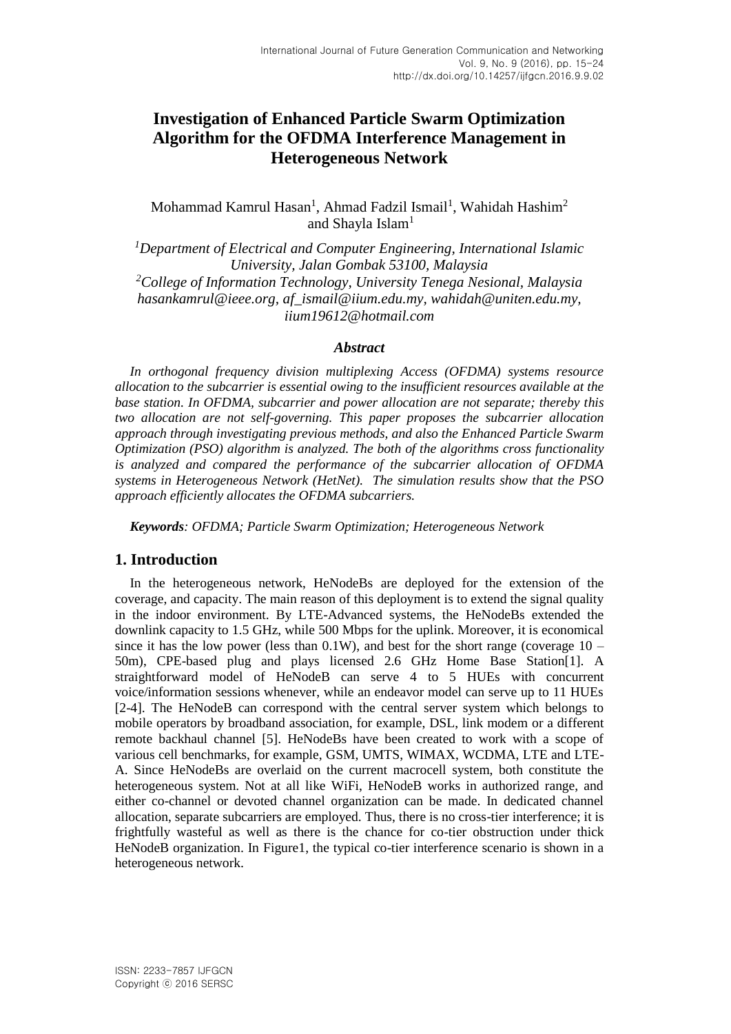# Investigation of Enhanced Particle Swarm Optimization Algorithm for the OFDMA Interference Management in Heterogeneous Network

Mohammad Kamrul Hasan[1], Ahmad Fadzil Ismail[1], Wahidah Hashim[2] and Shayla Islam[1]

*[1]Department of Electrical and Computer Engineering, International Islamic University, Jalan Gombak 53100, Malaysia*
*[2]College of Information Technology, University Tenega Nesional, Malaysia*
*hasankamrul@ieee.org, af_ismail@iium.edu.my, wahidah@uniten.edu.my, iium19612@hotmail.com*

### *Abstract*

*In orthogonal frequency division multiplexing Access (OFDMA) systems resource allocation to the subcarrier is essential owing to the insufficient resources available at the base station. In OFDMA, subcarrier and power allocation are not separate; thereby this two allocation are not self-governing. This paper proposes the subcarrier allocation approach through investigating previous methods, and also the Enhanced Particle Swarm Optimization (PSO) algorithm is analyzed. The both of the algorithms cross functionality is analyzed and compared the performance of the subcarrier allocation of OFDMA systems in Heterogeneous Network (HetNet). The simulation results show that the PSO approach efficiently allocates the OFDMA subcarriers.*

***Keywords**: OFDMA; Particle Swarm Optimization; Heterogeneous Network*

## 1. Introduction

In the heterogeneous network, HeNodeBs are deployed for the extension of the coverage, and capacity. The main reason of this deployment is to extend the signal quality in the indoor environment. By LTE-Advanced systems, the HeNodeBs extended the downlink capacity to 1.5 GHz, while 500 Mbps for the uplink. Moreover, it is economical since it has the low power (less than 0.1W), and best for the short range (coverage 10 – 50m), CPE-based plug and plays licensed 2.6 GHz Home Base Station[1]. A straightforward model of HeNodeB can serve 4 to 5 HUEs with concurrent voice/information sessions whenever, while an endeavor model can serve up to 11 HUEs [2-4]. The HeNodeB can correspond with the central server system which belongs to mobile operators by broadband association, for example, DSL, link modem or a different remote backhaul channel [5]. HeNodeBs have been created to work with a scope of various cell benchmarks, for example, GSM, UMTS, WIMAX, WCDMA, LTE and LTE-A. Since HeNodeBs are overlaid on the current macrocell system, both constitute the heterogeneous system. Not at all like WiFi, HeNodeB works in authorized range, and either co-channel or devoted channel organization can be made. In dedicated channel allocation, separate subcarriers are employed. Thus, there is no cross-tier interference; it is frightfully wasteful as well as there is the chance for co-tier obstruction under thick HeNodeB organization. In Figure1, the typical co-tier interference scenario is shown in a heterogeneous network.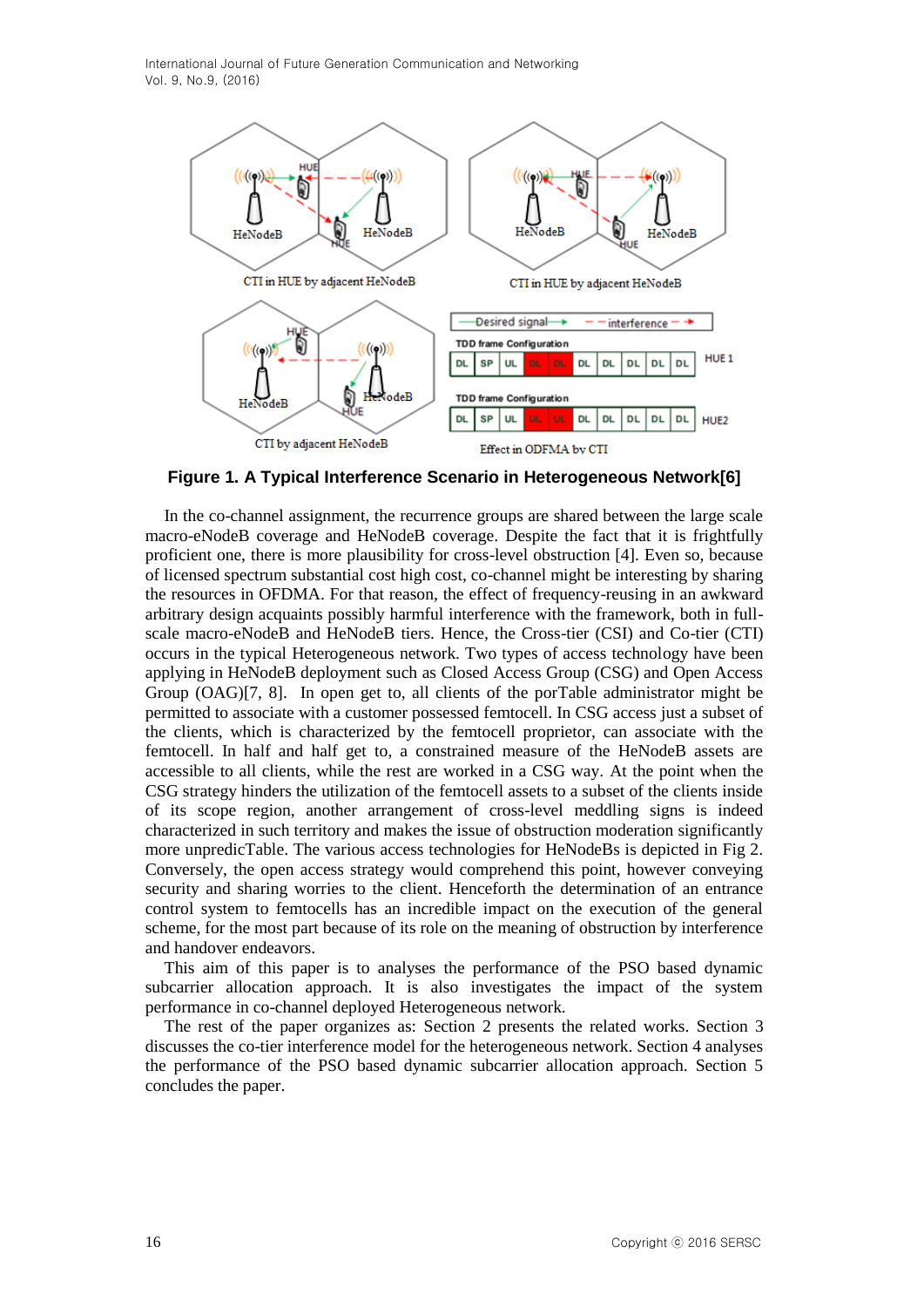**Figure 1. A Typical Interference Scenario in Heterogeneous Network[6]**

In the co-channel assignment, the recurrence groups are shared between the large scale macro-eNodeB coverage and HeNodeB coverage. Despite the fact that it is frightfully proficient one, there is more plausibility for cross-level obstruction [4]. Even so, because of licensed spectrum substantial cost high cost, co-channel might be interesting by sharing the resources in OFDMA. For that reason, the effect of frequency-reusing in an awkward arbitrary design acquaints possibly harmful interference with the framework, both in full-scale macro-eNodeB and HeNodeB tiers. Hence, the Cross-tier (CSI) and Co-tier (CTI) occurs in the typical Heterogeneous network. Two types of access technology have been applying in HeNodeB deployment such as Closed Access Group (CSG) and Open Access Group (OAG)[7, 8]. In open get to, all clients of the porTable administrator might be permitted to associate with a customer possessed femtocell. In CSG access just a subset of the clients, which is characterized by the femtocell proprietor, can associate with the femtocell. In half and half get to, a constrained measure of the HeNodeB assets are accessible to all clients, while the rest are worked in a CSG way. At the point when the CSG strategy hinders the utilization of the femtocell assets to a subset of the clients inside of its scope region, another arrangement of cross-level meddling signs is indeed characterized in such territory and makes the issue of obstruction moderation significantly more unpredicTable. The various access technologies for HeNodeBs is depicted in Fig 2. Conversely, the open access strategy would comprehend this point, however conveying security and sharing worries to the client. Henceforth the determination of an entrance control system to femtocells has an incredible impact on the execution of the general scheme, for the most part because of its role on the meaning of obstruction by interference and handover endeavors.

This aim of this paper is to analyses the performance of the PSO based dynamic subcarrier allocation approach. It is also investigates the impact of the system performance in co-channel deployed Heterogeneous network.

The rest of the paper organizes as: Section 2 presents the related works. Section 3 discusses the co-tier interference model for the heterogeneous network. Section 4 analyses the performance of the PSO based dynamic subcarrier allocation approach. Section 5 concludes the paper.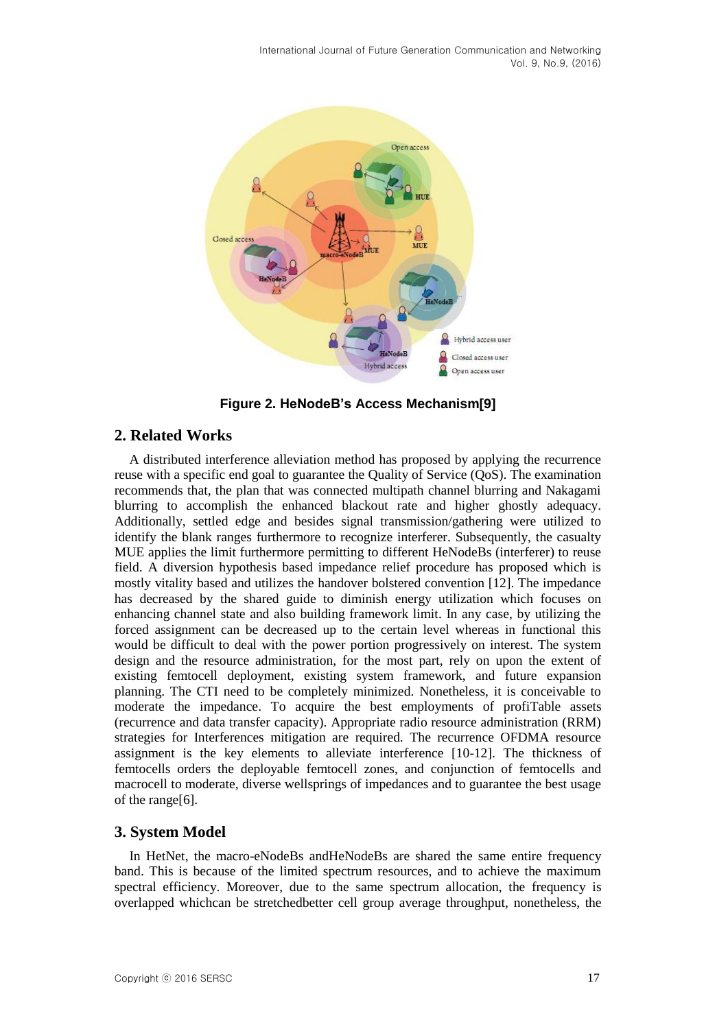**Figure 2. HeNodeB's Access Mechanism[9]**

## 2. Related Works

A distributed interference alleviation method has proposed by applying the recurrence reuse with a specific end goal to guarantee the Quality of Service (QoS). The examination recommends that, the plan that was connected multipath channel blurring and Nakagami blurring to accomplish the enhanced blackout rate and higher ghostly adequacy. Additionally, settled edge and besides signal transmission/gathering were utilized to identify the blank ranges furthermore to recognize interferer. Subsequently, the casualty MUE applies the limit furthermore permitting to different HeNodeBs (interferer) to reuse field. A diversion hypothesis based impedance relief procedure has proposed which is mostly vitality based and utilizes the handover bolstered convention [12]. The impedance has decreased by the shared guide to diminish energy utilization which focuses on enhancing channel state and also building framework limit. In any case, by utilizing the forced assignment can be decreased up to the certain level whereas in functional this would be difficult to deal with the power portion progressively on interest. The system design and the resource administration, for the most part, rely on upon the extent of existing femtocell deployment, existing system framework, and future expansion planning. The CTI need to be completely minimized. Nonetheless, it is conceivable to moderate the impedance. To acquire the best employments of profiTable assets (recurrence and data transfer capacity). Appropriate radio resource administration (RRM) strategies for Interferences mitigation are required. The recurrence OFDMA resource assignment is the key elements to alleviate interference [10-12]. The thickness of femtocells orders the deployable femtocell zones, and conjunction of femtocells and macrocell to moderate, diverse wellsprings of impedances and to guarantee the best usage of the range[6].

## 3. System Model

In HetNet, the macro-eNodeBs andHeNodeBs are shared the same entire frequency band. This is because of the limited spectrum resources, and to achieve the maximum spectral efficiency. Moreover, due to the same spectrum allocation, the frequency is overlapped whichcan be stretchedbetter cell group average throughput, nonetheless, the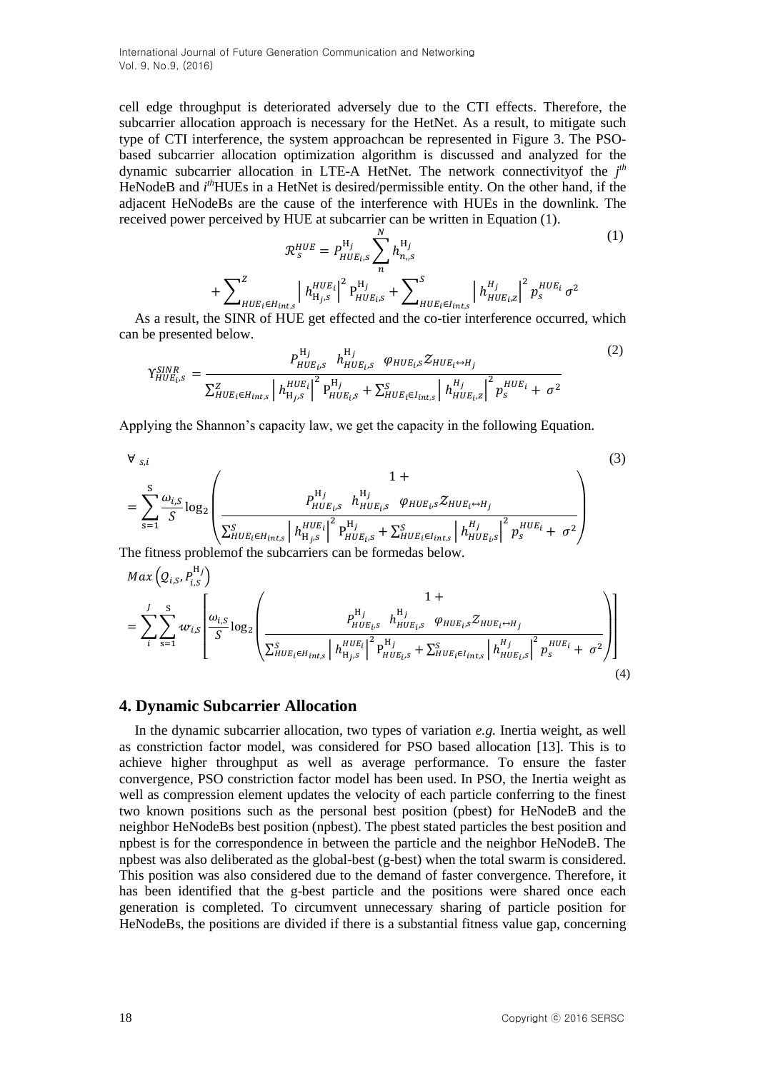cell edge throughput is deteriorated adversely due to the CTI effects. Therefore, the subcarrier allocation approach is necessary for the HetNet. As a result, to mitigate such type of CTI interference, the system approachcan be represented in Figure 3. The PSO-based subcarrier allocation optimization algorithm is discussed and analyzed for the dynamic subcarrier allocation in LTE-A HetNet. The network connectivityof the $j^{th}$ HeNodeB and $i^{th}$HUEs in a HetNet is desired/permissible entity. On the other hand, if the adjacent HeNodeBs are the cause of the interference with HUEs in the downlink. The received power perceived by HUE at subcarrier can be written in Equation (1).

$$\mathcal{R}_s^{HUE} = P_{HUE_i,s}^{\mathrm{H}_j} \sum_{n}^{N} h_{n,,s}^{\mathrm{H}_j} + \sum\nolimits_{HUE_i \in H_{int,s}}^{Z} \left| h_{\mathrm{H}_j,s}^{HUE_i} \right|^2 \mathrm{P}_{HUE_i,s}^{\mathrm{H}_j} + \sum\nolimits_{HUE_i \in I_{int,s}}^{S} \left| h_{HUE_i,z}^{H_j} \right|^2 p_s^{HUE_i} \sigma^2 \tag{1}$$

As a result, the SINR of HUE get effected and the co-tier interference occurred, which can be presented below.

$$\Upsilon_{HUE_i,s}^{SINR} = \frac{P_{HUE_i,s}^{\mathrm{H}_j} \; h_{HUE_i,s}^{\mathrm{H}_j} \; \varphi_{HUE_i,s} \mathcal{Z}_{HUE_i \leftrightarrow H_j}}{\sum_{HUE_i \in H_{int,s}}^{Z} \left| h_{\mathrm{H}_j,s}^{HUE_i} \right|^2 \mathrm{P}_{HUE_i,s}^{\mathrm{H}_j} + \sum_{HUE_i \in I_{int,s}}^{S} \left| h_{HUE_i,z}^{H_j} \right|^2 p_s^{HUE_i} + \sigma^2} \tag{2}$$

Applying the Shannon's capacity law, we get the capacity in the following Equation.

$$\forall_{s,i} = \sum_{s=1}^{S} \frac{\omega_{i,S}}{S} \log_2 \left( \frac{1 + P_{HUE_i,s}^{\mathrm{H}_j} \; h_{HUE_i,s}^{\mathrm{H}_j} \; \varphi_{HUE_i,s} \mathcal{Z}_{HUE_i \leftrightarrow H_j}}{\sum_{HUE_i \in H_{int,s}}^{S} \left| h_{\mathrm{H}_j,s}^{HUE_i} \right|^2 \mathrm{P}_{HUE_i,s}^{\mathrm{H}_j} + \sum_{HUE_i \in I_{int,s}}^{S} \left| h_{HUE_i,s}^{H_j} \right|^2 p_s^{HUE_i} + \sigma^2} \right) \tag{3}$$

The fitness problemof the subcarriers can be formedas below.

$$Max\left(\mathcal{Q}_{i,S}, P_{i,S}^{\mathrm{H}_j}\right) = \sum_{i}^{J} \sum_{s=1}^{S} w_{i,s} \left[ \frac{\omega_{i,S}}{S} \log_2 \left( \frac{1 + P_{HUE_i,s}^{\mathrm{H}_j} \; h_{HUE_i,s}^{\mathrm{H}_j} \; \varphi_{HUE_i,s} \mathcal{Z}_{HUE_i \leftrightarrow H_j}}{\sum_{HUE_i \in H_{int,s}}^{S} \left| h_{\mathrm{H}_j,s}^{HUE_i} \right|^2 \mathrm{P}_{HUE_i,s}^{\mathrm{H}_j} + \sum_{HUE_i \in I_{int,s}}^{S} \left| h_{HUE_i,s}^{H_j} \right|^2 p_s^{HUE_i} + \sigma^2} \right) \right] \tag{4}$$

## 4. Dynamic Subcarrier Allocation

In the dynamic subcarrier allocation, two types of variation *e.g.* Inertia weight, as well as constriction factor model, was considered for PSO based allocation [13]. This is to achieve higher throughput as well as average performance. To ensure the faster convergence, PSO constriction factor model has been used. In PSO, the Inertia weight as well as compression element updates the velocity of each particle conferring to the finest two known positions such as the personal best position (pbest) for HeNodeB and the neighbor HeNodeBs best position (npbest). The pbest stated particles the best position and npbest is for the correspondence in between the particle and the neighbor HeNodeB. The npbest was also deliberated as the global-best (g-best) when the total swarm is considered. This position was also considered due to the demand of faster convergence. Therefore, it has been identified that the g-best particle and the positions were shared once each generation is completed. To circumvent unnecessary sharing of particle position for HeNodeBs, the positions are divided if there is a substantial fitness value gap, concerning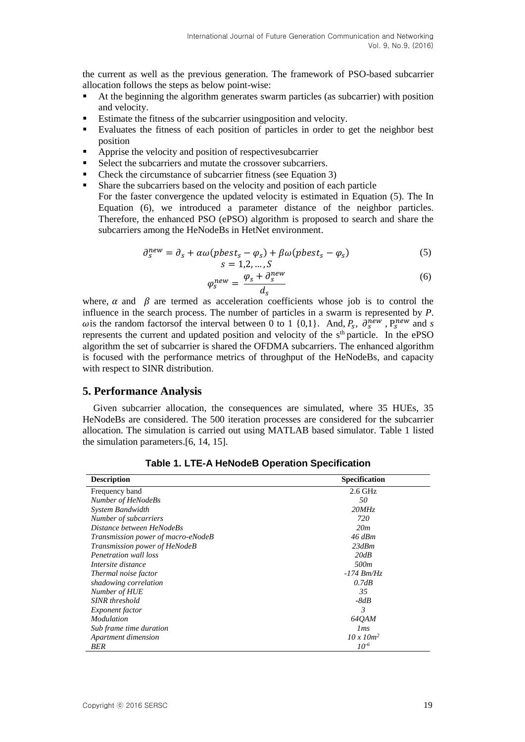the current as well as the previous generation. The framework of PSO-based subcarrier allocation follows the steps as below point-wise:

- At the beginning the algorithm generates swarm particles (as subcarrier) with position and velocity.
- Estimate the fitness of the subcarrier usingposition and velocity.
- Evaluates the fitness of each position of particles in order to get the neighbor best position
- Apprise the velocity and position of respectivesubcarrier
- Select the subcarriers and mutate the crossover subcarriers.
- Check the circumstance of subcarrier fitness (see Equation 3)
- Share the subcarriers based on the velocity and position of each particle

  For the faster convergence the updated velocity is estimated in Equation (5). The In Equation (6), we introduced a parameter distance of the neighbor particles. Therefore, the enhanced PSO (ePSO) algorithm is proposed to search and share the subcarriers among the HeNodeBs in HetNet environment.

$$\partial_s^{new} = \partial_s + \alpha\omega(pbest_s - \varphi_s) + \beta\omega(pbest_s - \varphi_s) \tag{5}$$
$$s = 1,2,\ldots,S$$

$$\varphi_s^{new} = \frac{\varphi_s + \partial_s^{new}}{d_s} \tag{6}$$

where, $\alpha$ and $\beta$ are termed as acceleration coefficients whose job is to control the influence in the search process. The number of particles in a swarm is represented by *P*. $\omega$is the random factorsof the interval between 0 to 1 {0,1}. And, $P_s$, $\partial_s^{new}$ , $P_s^{new}$ and *s* represents the current and updated position and velocity of the s[th] particle. In the ePSO algorithm the set of subcarrier is shared the OFDMA subcarriers. The enhanced algorithm is focused with the performance metrics of throughput of the HeNodeBs, and capacity with respect to SINR distribution.

## 5. Performance Analysis

Given subcarrier allocation, the consequences are simulated, where 35 HUEs, 35 HeNodeBs are considered. The 500 iteration processes are considered for the subcarrier allocation. The simulation is carried out using MATLAB based simulator. Table 1 listed the simulation parameters.[6, 14, 15].

**Table 1. LTE-A HeNodeB Operation Specification**

| Description | Specification |
| --- | --- |
| Frequency band | 2.6 GHz |
| *Number of HeNodeBs* | *50* |
| *System Bandwidth* | *20MHz* |
| *Number of subcarriers* | *720* |
| *Distance between HeNodeBs* | *20m* |
| *Transmission power of macro-eNodeB* | *46 dBm* |
| *Transmission power of HeNodeB* | *23dBm* |
| *Penetration wall loss* | *20dB* |
| *Intersite distance* | *500m* |
| *Thermal noise factor* | *-174 Bm/Hz* |
| *shadowing correlation* | *0.7dB* |
| *Number of HUE* | *35* |
| *SINR threshold* | *-8dB* |
| *Exponent factor* | *3* |
| *Modulation* | *64QAM* |
| *Sub frame time duration* | *1ms* |
| *Apartment dimension* | $10 \times 10m^2$ |
| *BER* | $10^{-6}$ |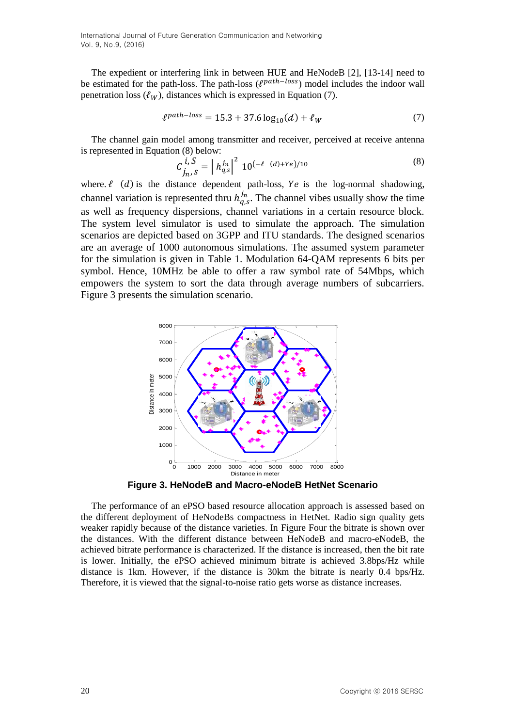The expedient or interfering link in between HUE and HeNodeB [2], [13-14] need to be estimated for the path-loss. The path-loss ($\ell^{path-loss}$) model includes the indoor wall penetration loss ($\ell_W$), distances which is expressed in Equation (7).

$$\ell^{path-loss} = 15.3 + 37.6 \log_{10}(d) + \ell_W \tag{7}$$

The channel gain model among transmitter and receiver, perceived at receive antenna is represented in Equation (8) below:

$$C_{j_n, S}^{i, S} = \left| h_{q,s}^{j_n} \right|^2 10^{(-\ell \ (d)+Ye)/10} \tag{8}$$

where. $\ell \ (d)$ is the distance dependent path-loss, $Ye$ is the log-normal shadowing, channel variation is represented thru $h_{q,s}^{j_n}$. The channel vibes usually show the time as well as frequency dispersions, channel variations in a certain resource block. The system level simulator is used to simulate the approach. The simulation scenarios are depicted based on 3GPP and ITU standards. The designed scenarios are an average of 1000 autonomous simulations. The assumed system parameter for the simulation is given in Table 1. Modulation 64-QAM represents 6 bits per symbol. Hence, 10MHz be able to offer a raw symbol rate of 54Mbps, which empowers the system to sort the data through average numbers of subcarriers. Figure 3 presents the simulation scenario.

**Figure 3. HeNodeB and Macro-eNodeB HetNet Scenario**

The performance of an ePSO based resource allocation approach is assessed based on the different deployment of HeNodeBs compactness in HetNet. Radio sign quality gets weaker rapidly because of the distance varieties. In Figure Four the bitrate is shown over the distances. With the different distance between HeNodeB and macro-eNodeB, the achieved bitrate performance is characterized. If the distance is increased, then the bit rate is lower. Initially, the ePSO achieved minimum bitrate is achieved 3.8bps/Hz while distance is 1km. However, if the distance is 30km the bitrate is nearly 0.4 bps/Hz. Therefore, it is viewed that the signal-to-noise ratio gets worse as distance increases.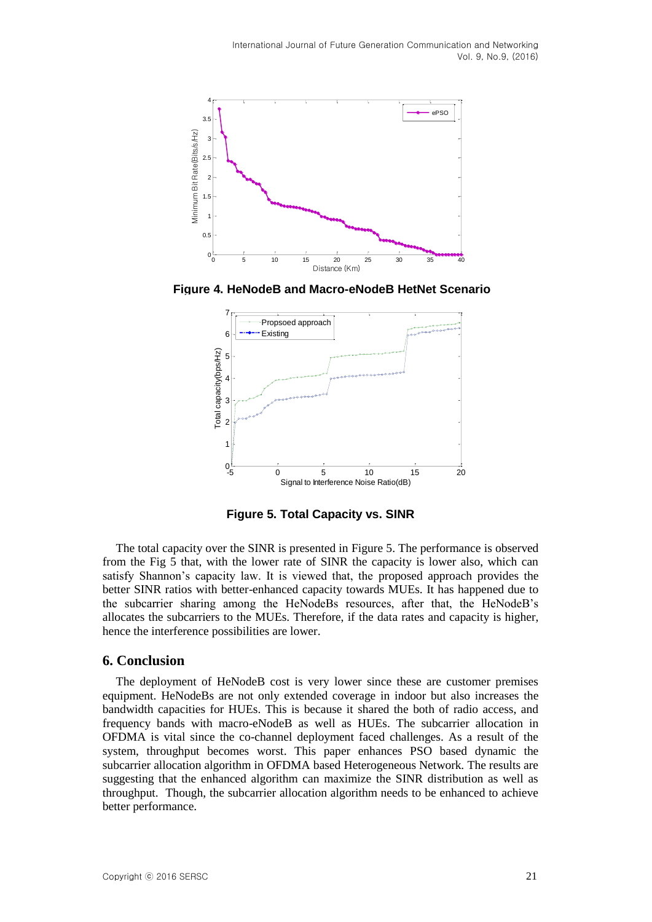Figure 4. HeNodeB and Macro-eNodeB HetNet Scenario

Figure 5. Total Capacity vs. SINR

The total capacity over the SINR is presented in Figure 5. The performance is observed from the Fig 5 that, with the lower rate of SINR the capacity is lower also, which can satisfy Shannon's capacity law. It is viewed that, the proposed approach provides the better SINR ratios with better-enhanced capacity towards MUEs. It has happened due to the subcarrier sharing among the HeNodeBs resources, after that, the HeNodeB's allocates the subcarriers to the MUEs. Therefore, if the data rates and capacity is higher, hence the interference possibilities are lower.

## 6. Conclusion

The deployment of HeNodeB cost is very lower since these are customer premises equipment. HeNodeBs are not only extended coverage in indoor but also increases the bandwidth capacities for HUEs. This is because it shared the both of radio access, and frequency bands with macro-eNodeB as well as HUEs. The subcarrier allocation in OFDMA is vital since the co-channel deployment faced challenges. As a result of the system, throughput becomes worst. This paper enhances PSO based dynamic the subcarrier allocation algorithm in OFDMA based Heterogeneous Network. The results are suggesting that the enhanced algorithm can maximize the SINR distribution as well as throughput. Though, the subcarrier allocation algorithm needs to be enhanced to achieve better performance.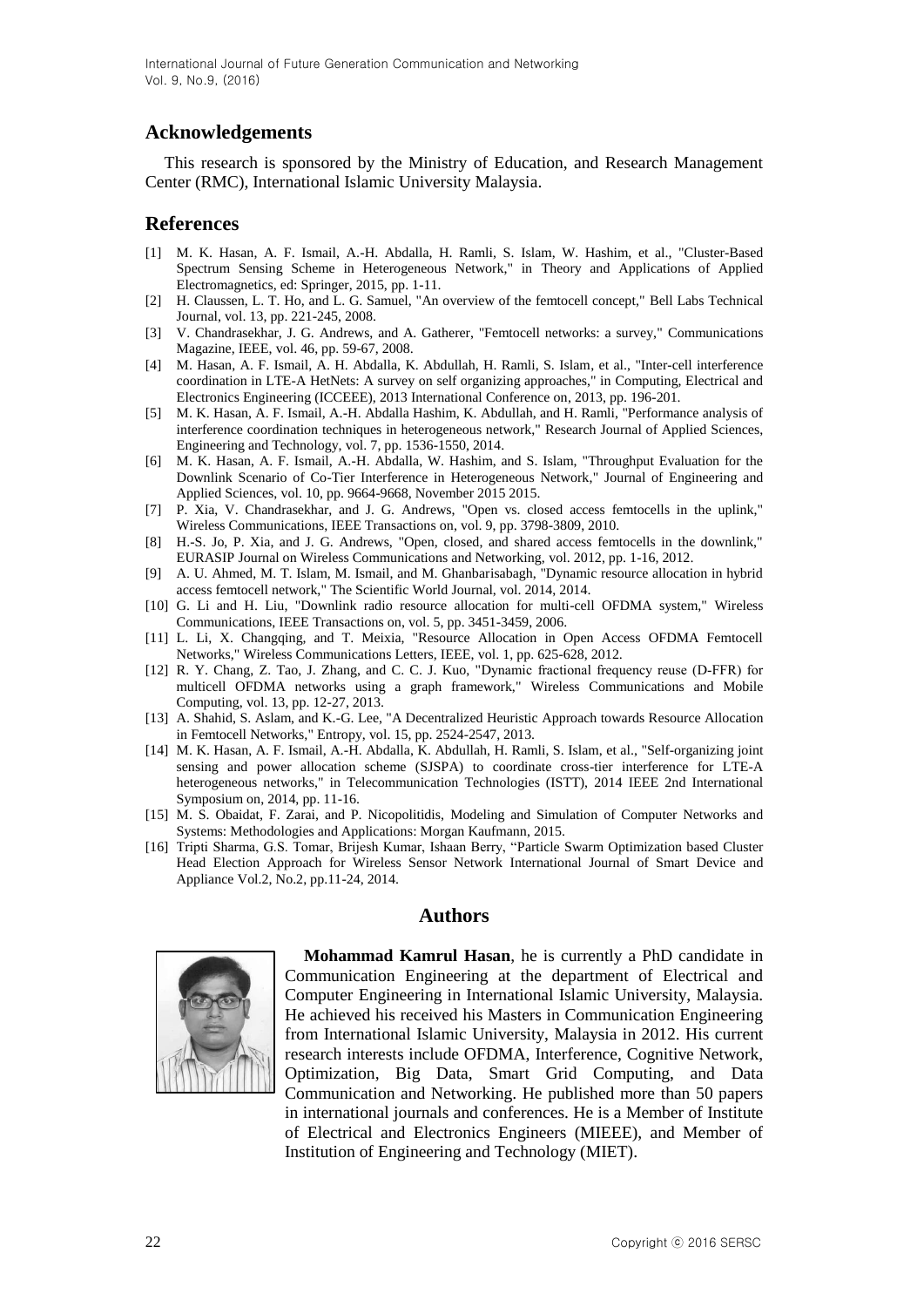## Acknowledgements

This research is sponsored by the Ministry of Education, and Research Management Center (RMC), International Islamic University Malaysia.

## References

[1] M. K. Hasan, A. F. Ismail, A.-H. Abdalla, H. Ramli, S. Islam, W. Hashim, et al., "Cluster-Based Spectrum Sensing Scheme in Heterogeneous Network," in Theory and Applications of Applied Electromagnetics, ed: Springer, 2015, pp. 1-11.

[2] H. Claussen, L. T. Ho, and L. G. Samuel, "An overview of the femtocell concept," Bell Labs Technical Journal, vol. 13, pp. 221-245, 2008.

[3] V. Chandrasekhar, J. G. Andrews, and A. Gatherer, "Femtocell networks: a survey," Communications Magazine, IEEE, vol. 46, pp. 59-67, 2008.

[4] M. Hasan, A. F. Ismail, A. H. Abdalla, K. Abdullah, H. Ramli, S. Islam, et al., "Inter-cell interference coordination in LTE-A HetNets: A survey on self organizing approaches," in Computing, Electrical and Electronics Engineering (ICCEEE), 2013 International Conference on, 2013, pp. 196-201.

[5] M. K. Hasan, A. F. Ismail, A.-H. Abdalla Hashim, K. Abdullah, and H. Ramli, "Performance analysis of interference coordination techniques in heterogeneous network," Research Journal of Applied Sciences, Engineering and Technology, vol. 7, pp. 1536-1550, 2014.

[6] M. K. Hasan, A. F. Ismail, A.-H. Abdalla, W. Hashim, and S. Islam, "Throughput Evaluation for the Downlink Scenario of Co-Tier Interference in Heterogeneous Network," Journal of Engineering and Applied Sciences, vol. 10, pp. 9664-9668, November 2015 2015.

[7] P. Xia, V. Chandrasekhar, and J. G. Andrews, "Open vs. closed access femtocells in the uplink," Wireless Communications, IEEE Transactions on, vol. 9, pp. 3798-3809, 2010.

[8] H.-S. Jo, P. Xia, and J. G. Andrews, "Open, closed, and shared access femtocells in the downlink," EURASIP Journal on Wireless Communications and Networking, vol. 2012, pp. 1-16, 2012.

[9] A. U. Ahmed, M. T. Islam, M. Ismail, and M. Ghanbarisabagh, "Dynamic resource allocation in hybrid access femtocell network," The Scientific World Journal, vol. 2014, 2014.

[10] G. Li and H. Liu, "Downlink radio resource allocation for multi-cell OFDMA system," Wireless Communications, IEEE Transactions on, vol. 5, pp. 3451-3459, 2006.

[11] L. Li, X. Changqing, and T. Meixia, "Resource Allocation in Open Access OFDMA Femtocell Networks," Wireless Communications Letters, IEEE, vol. 1, pp. 625-628, 2012.

[12] R. Y. Chang, Z. Tao, J. Zhang, and C. C. J. Kuo, "Dynamic fractional frequency reuse (D-FFR) for multicell OFDMA networks using a graph framework," Wireless Communications and Mobile Computing, vol. 13, pp. 12-27, 2013.

[13] A. Shahid, S. Aslam, and K.-G. Lee, "A Decentralized Heuristic Approach towards Resource Allocation in Femtocell Networks," Entropy, vol. 15, pp. 2524-2547, 2013.

[14] M. K. Hasan, A. F. Ismail, A.-H. Abdalla, K. Abdullah, H. Ramli, S. Islam, et al., "Self-organizing joint sensing and power allocation scheme (SJSPA) to coordinate cross-tier interference for LTE-A heterogeneous networks," in Telecommunication Technologies (ISTT), 2014 IEEE 2nd International Symposium on, 2014, pp. 11-16.

[15] M. S. Obaidat, F. Zarai, and P. Nicopolitidis, Modeling and Simulation of Computer Networks and Systems: Methodologies and Applications: Morgan Kaufmann, 2015.

[16] Tripti Sharma, G.S. Tomar, Brijesh Kumar, Ishaan Berry, "Particle Swarm Optimization based Cluster Head Election Approach for Wireless Sensor Network International Journal of Smart Device and Appliance Vol.2, No.2, pp.11-24, 2014.

## Authors

**Mohammad Kamrul Hasan**, he is currently a PhD candidate in Communication Engineering at the department of Electrical and Computer Engineering in International Islamic University, Malaysia. He achieved his received his Masters in Communication Engineering from International Islamic University, Malaysia in 2012. His current research interests include OFDMA, Interference, Cognitive Network, Optimization, Big Data, Smart Grid Computing, and Data Communication and Networking. He published more than 50 papers in international journals and conferences. He is a Member of Institute of Electrical and Electronics Engineers (MIEEE), and Member of Institution of Engineering and Technology (MIET).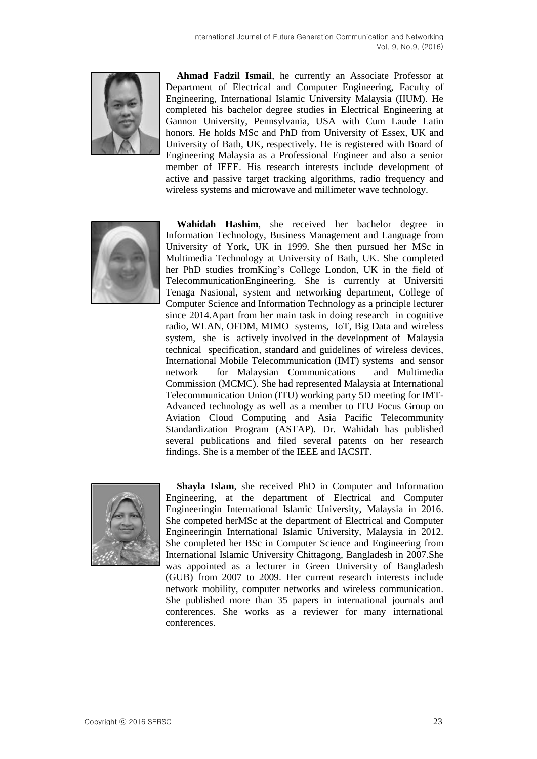**Ahmad Fadzil Ismail**, he currently an Associate Professor at Department of Electrical and Computer Engineering, Faculty of Engineering, International Islamic University Malaysia (IIUM). He completed his bachelor degree studies in Electrical Engineering at Gannon University, Pennsylvania, USA with Cum Laude Latin honors. He holds MSc and PhD from University of Essex, UK and University of Bath, UK, respectively. He is registered with Board of Engineering Malaysia as a Professional Engineer and also a senior member of IEEE. His research interests include development of active and passive target tracking algorithms, radio frequency and wireless systems and microwave and millimeter wave technology.

**Wahidah Hashim**, she received her bachelor degree in Information Technology, Business Management and Language from University of York, UK in 1999. She then pursued her MSc in Multimedia Technology at University of Bath, UK. She completed her PhD studies fromKing's College London, UK in the field of TelecommunicationEngineering. She is currently at Universiti Tenaga Nasional, system and networking department, College of Computer Science and Information Technology as a principle lecturer since 2014.Apart from her main task in doing research in cognitive radio, WLAN, OFDM, MIMO systems, IoT, Big Data and wireless system, she is actively involved in the development of Malaysia technical specification, standard and guidelines of wireless devices, International Mobile Telecommunication (IMT) systems and sensor network for Malaysian Communications and Multimedia Commission (MCMC). She had represented Malaysia at International Telecommunication Union (ITU) working party 5D meeting for IMT-Advanced technology as well as a member to ITU Focus Group on Aviation Cloud Computing and Asia Pacific Telecommunity Standardization Program (ASTAP). Dr. Wahidah has published several publications and filed several patents on her research findings. She is a member of the IEEE and IACSIT.

**Shayla Islam**, she received PhD in Computer and Information Engineering, at the department of Electrical and Computer Engineeringin International Islamic University, Malaysia in 2016. She competed herMSc at the department of Electrical and Computer Engineeringin International Islamic University, Malaysia in 2012. She completed her BSc in Computer Science and Engineering from International Islamic University Chittagong, Bangladesh in 2007.She was appointed as a lecturer in Green University of Bangladesh (GUB) from 2007 to 2009. Her current research interests include network mobility, computer networks and wireless communication. She published more than 35 papers in international journals and conferences. She works as a reviewer for many international conferences.